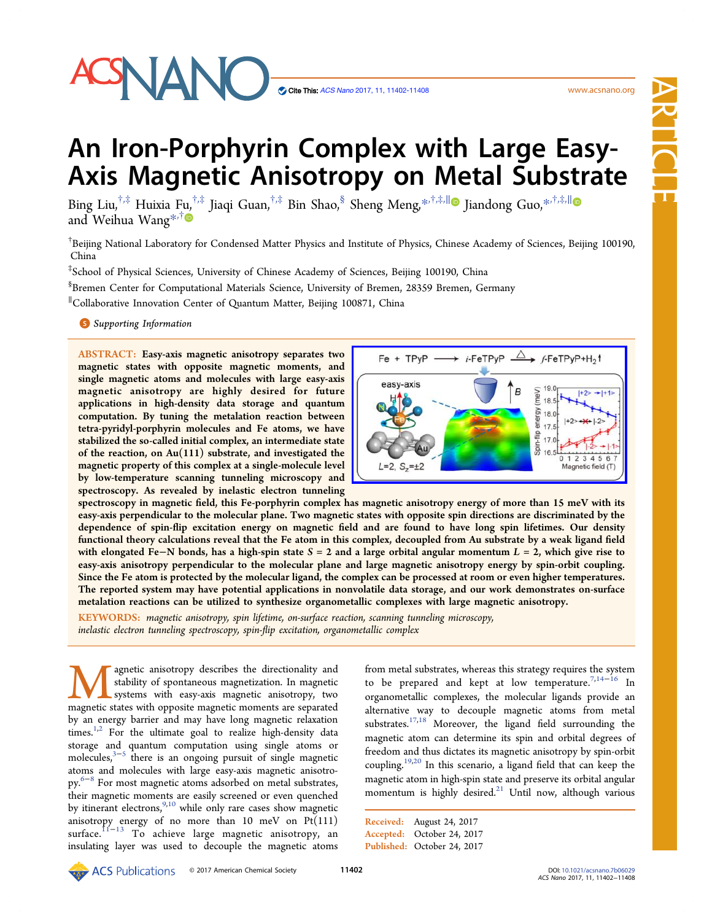# An Iron-Porphyrin Complex with Large Easy-Axis Magnetic Anisotropy on Metal Substrate

Bing Liu,[†,‡] Huixia Fu,[†,‡] Jiaqi Guan,[†,‡] Bin Shao,[§] Sheng Meng,*[,†,‡,∥] Jiandong Guo,*[,†,‡,∥] and Weihua Wang*[,†]

[†]Beijing National Laboratory for Condensed Matter Physics and Institute of Physics, Chinese Academy of Sciences, Beijing 100190, China

[‡]School of Physical Sciences, University of Chinese Academy of Sciences, Beijing 100190, China

[§]Bremen Center for Computational Materials Science, University of Bremen, 28359 Bremen, Germany

[∥]Collaborative Innovation Center of Quantum Matter, Beijing 100871, China

*Supporting Information*

**ABSTRACT:** **Easy-axis magnetic anisotropy separates two magnetic states with opposite magnetic moments, and single magnetic atoms and molecules with large easy-axis magnetic anisotropy are highly desired for future applications in high-density data storage and quantum computation. By tuning the metalation reaction between tetra-pyridyl-porphyrin molecules and Fe atoms, we have stabilized the so-called initial complex, an intermediate state of the reaction, on Au(111) substrate, and investigated the magnetic property of this complex at a single-molecule level by low-temperature scanning tunneling microscopy and spectroscopy. As revealed by inelastic electron tunneling spectroscopy in magnetic field, this Fe-porphyrin complex has magnetic anisotropy energy of more than 15 meV with its easy-axis perpendicular to the molecular plane. Two magnetic states with opposite spin directions are discriminated by the dependence of spin-flip excitation energy on magnetic field and are found to have long spin lifetimes. Our density functional theory calculations reveal that the Fe atom in this complex, decoupled from Au substrate by a weak ligand field with elongated Fe−N bonds, has a high-spin state $S = 2$ and a large orbital angular momentum $L = 2$, which give rise to easy-axis anisotropy perpendicular to the molecular plane and large magnetic anisotropy energy by spin-orbit coupling. Since the Fe atom is protected by the molecular ligand, the complex can be processed at room or even higher temperatures. The reported system may have potential applications in nonvolatile data storage, and our work demonstrates on-surface metalation reactions can be utilized to synthesize organometallic complexes with large magnetic anisotropy.**

**KEYWORDS:** *magnetic anisotropy, spin lifetime, on-surface reaction, scanning tunneling microscopy, inelastic electron tunneling spectroscopy, spin-flip excitation, organometallic complex*

Magnetic anisotropy describes the directionality and stability of spontaneous magnetization. In magnetic systems with easy-axis magnetic anisotropy, two magnetic states with opposite magnetic moments are separated by an energy barrier and may have long magnetic relaxation times.[1,2] For the ultimate goal to realize high-density data storage and quantum computation using single atoms or molecules,[3−5] there is an ongoing pursuit of single magnetic atoms and molecules with large easy-axis magnetic anisotropy.[6−8] For most magnetic atoms adsorbed on metal substrates, their magnetic moments are easily screened or even quenched by itinerant electrons,[9,10] while only rare cases show magnetic anisotropy energy of no more than 10 meV on Pt(111) surface.[11−13] To achieve large magnetic anisotropy, an insulating layer was used to decouple the magnetic atoms from metal substrates, whereas this strategy requires the system to be prepared and kept at low temperature.[7,14−16] In organometallic complexes, the molecular ligands provide an alternative way to decouple magnetic atoms from metal substrates.[17,18] Moreover, the ligand field surrounding the magnetic atom can determine its spin and orbital degrees of freedom and thus dictates its magnetic anisotropy by spin-orbit coupling.[19,20] In this scenario, a ligand field that can keep the magnetic atom in high-spin state and preserve its orbital angular momentum is highly desired.[21] Until now, although various

Received: August 24, 2017
Accepted: October 24, 2017
Published: October 24, 2017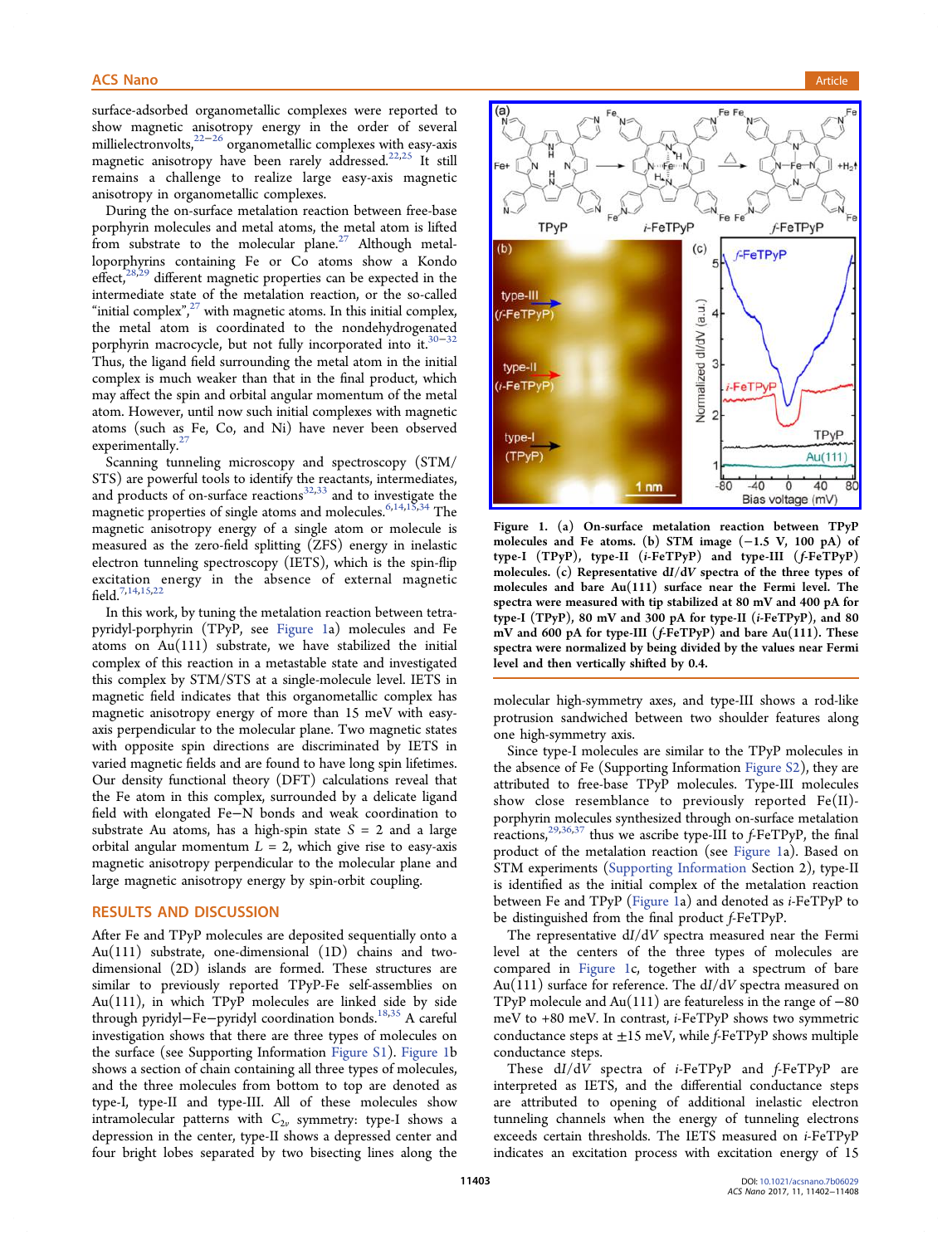surface-adsorbed organometallic complexes were reported to show magnetic anisotropy energy in the order of several millielectronvolts,[22−26] organometallic complexes with easy-axis magnetic anisotropy have been rarely addressed.[22,25] It still remains a challenge to realize large easy-axis magnetic anisotropy in organometallic complexes.

During the on-surface metalation reaction between free-base porphyrin molecules and metal atoms, the metal atom is lifted from substrate to the molecular plane.[27] Although metalloporphyrins containing Fe or Co atoms show a Kondo effect,[28,29] different magnetic properties can be expected in the intermediate state of the metalation reaction, or the so-called "initial complex",[27] with magnetic atoms. In this initial complex, the metal atom is coordinated to the nondehydrogenated porphyrin macrocycle, but not fully incorporated into it.[30−32] Thus, the ligand field surrounding the metal atom in the initial complex is much weaker than that in the final product, which may affect the spin and orbital angular momentum of the metal atom. However, until now such initial complexes with magnetic atoms (such as Fe, Co, and Ni) have never been observed experimentally.[27]

Scanning tunneling microscopy and spectroscopy (STM/STS) are powerful tools to identify the reactants, intermediates, and products of on-surface reactions[32,33] and to investigate the magnetic properties of single atoms and molecules.[6,14,15,34] The magnetic anisotropy energy of a single atom or molecule is measured as the zero-field splitting (ZFS) energy in inelastic electron tunneling spectroscopy (IETS), which is the spin-flip excitation energy in the absence of external magnetic field.[7,14,15,22]

In this work, by tuning the metalation reaction between tetrapyridyl-porphyrin (TPyP, see Figure 1a) molecules and Fe atoms on Au(111) substrate, we have stabilized the initial complex of this reaction in a metastable state and investigated this complex by STM/STS at a single-molecule level. IETS in magnetic field indicates that this organometallic complex has magnetic anisotropy energy of more than 15 meV with easy-axis perpendicular to the molecular plane. Two magnetic states with opposite spin directions are discriminated by IETS in varied magnetic fields and are found to have long spin lifetimes. Our density functional theory (DFT) calculations reveal that the Fe atom in this complex, surrounded by a delicate ligand field with elongated Fe−N bonds and weak coordination to substrate Au atoms, has a high-spin state $S = 2$ and a large orbital angular momentum $L = 2$, which give rise to easy-axis magnetic anisotropy perpendicular to the molecular plane and large magnetic anisotropy energy by spin-orbit coupling.

## RESULTS AND DISCUSSION

After Fe and TPyP molecules are deposited sequentially onto a Au(111) substrate, one-dimensional (1D) chains and two-dimensional (2D) islands are formed. These structures are similar to previously reported TPyP-Fe self-assemblies on Au(111), in which TPyP molecules are linked side by side through pyridyl−Fe−pyridyl coordination bonds.[18,35] A careful investigation shows that there are three types of molecules on the surface (see Supporting Information Figure S1). Figure 1b shows a section of chain containing all three types of molecules, and the three molecules from bottom to top are denoted as type-I, type-II and type-III. All of these molecules show intramolecular patterns with $C_{2v}$ symmetry: type-I shows a depression in the center, type-II shows a depressed center and four bright lobes separated by two bisecting lines along the molecular high-symmetry axes, and type-III shows a rod-like protrusion sandwiched between two shoulder features along one high-symmetry axis.

**Figure 1. (a) On-surface metalation reaction between TPyP molecules and Fe atoms. (b) STM image (−1.5 V, 100 pA) of type-I (TPyP), type-II (*i*-FeTPyP) and type-III (*f*-FeTPyP) molecules. (c) Representative dI/dV spectra of the three types of molecules and bare Au(111) surface near the Fermi level. The spectra were measured with tip stabilized at 80 mV and 400 pA for type-I (TPyP), 80 mV and 300 pA for type-II (*i*-FeTPyP), and 80 mV and 600 pA for type-III (*f*-FeTPyP) and bare Au(111). These spectra were normalized by being divided by the values near Fermi level and then vertically shifted by 0.4.**

Since type-I molecules are similar to the TPyP molecules in the absence of Fe (Supporting Information Figure S2), they are attributed to free-base TPyP molecules. Type-III molecules show close resemblance to previously reported Fe(II)-porphyrin molecules synthesized through on-surface metalation reactions,[29,36,37] thus we ascribe type-III to *f*-FeTPyP, the final product of the metalation reaction (see Figure 1a). Based on STM experiments (Supporting Information Section 2), type-II is identified as the initial complex of the metalation reaction between Fe and TPyP (Figure 1a) and denoted as *i*-FeTPyP to be distinguished from the final product *f*-FeTPyP.

The representative dI/dV spectra measured near the Fermi level at the centers of the three types of molecules are compared in Figure 1c, together with a spectrum of bare Au(111) surface for reference. The dI/dV spectra measured on TPyP molecule and Au(111) are featureless in the range of −80 meV to +80 meV. In contrast, *i*-FeTPyP shows two symmetric conductance steps at ±15 meV, while *f*-FeTPyP shows multiple conductance steps.

These dI/dV spectra of *i*-FeTPyP and *f*-FeTPyP are interpreted as IETS, and the differential conductance steps are attributed to opening of additional inelastic electron tunneling channels when the energy of tunneling electrons exceeds certain thresholds. The IETS measured on *i*-FeTPyP indicates an excitation process with excitation energy of 15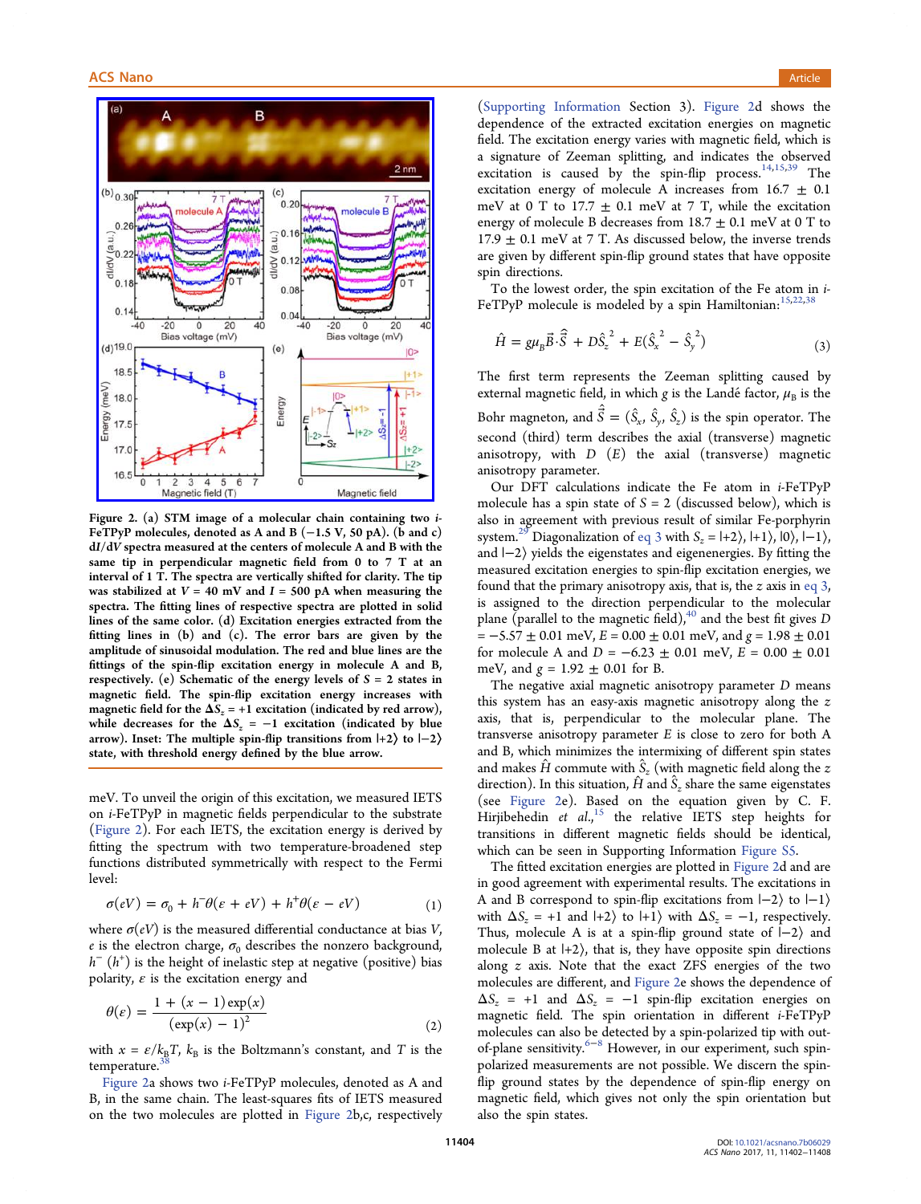Figure 2. (a) STM image of a molecular chain containing two *i*-FeTPyP molecules, denoted as A and B (−1.5 V, 50 pA). (b and c) d*I*/d*V* spectra measured at the centers of molecule A and B with the same tip in perpendicular magnetic field from 0 to 7 T at an interval of 1 T. The spectra are vertically shifted for clarity. The tip was stabilized at $V$ = 40 mV and $I$ = 500 pA when measuring the spectra. The fitting lines of respective spectra are plotted in solid lines of the same color. (d) Excitation energies extracted from the fitting lines in (b) and (c). The error bars are given by the amplitude of sinusoidal modulation. The red and blue lines are the fittings of the spin-flip excitation energy in molecule A and B, respectively. (e) Schematic of the energy levels of $S$ = 2 states in magnetic field. The spin-flip excitation energy increases with magnetic field for the $\Delta S_z = +1$ excitation (indicated by red arrow), while decreases for the $\Delta S_z = -1$ excitation (indicated by blue arrow). Inset: The multiple spin-flip transitions from $|+2\rangle$ to $|-2\rangle$ state, with threshold energy defined by the blue arrow.

meV. To unveil the origin of this excitation, we measured IETS on *i*-FeTPyP in magnetic fields perpendicular to the substrate (Figure 2). For each IETS, the excitation energy is derived by fitting the spectrum with two temperature-broadened step functions distributed symmetrically with respect to the Fermi level:

$$\sigma(eV) = \sigma_0 + h^{-}\theta(\varepsilon + eV) + h^{+}\theta(\varepsilon - eV) \quad (1)$$

where $\sigma(eV)$ is the measured differential conductance at bias $V$, $e$ is the electron charge, $\sigma_0$ describes the nonzero background, $h^{-}$ ($h^{+}$) is the height of inelastic step at negative (positive) bias polarity, $\varepsilon$ is the excitation energy and

$$\theta(\varepsilon) = \frac{1 + (x - 1)\exp(x)}{(\exp(x) - 1)^2} \quad (2)$$

with $x = \varepsilon/k_BT$, $k_B$ is the Boltzmann's constant, and $T$ is the temperature.[38]

Figure 2a shows two *i*-FeTPyP molecules, denoted as A and B, in the same chain. The least-squares fits of IETS measured on the two molecules are plotted in Figure 2b,c, respectively (Supporting Information Section 3). Figure 2d shows the dependence of the extracted excitation energies on magnetic field. The excitation energy varies with magnetic field, which is a signature of Zeeman splitting, and indicates the observed excitation is caused by the spin-flip process.[14,15,39] The excitation energy of molecule A increases from 16.7 ± 0.1 meV at 0 T to 17.7 ± 0.1 meV at 7 T, while the excitation energy of molecule B decreases from 18.7 ± 0.1 meV at 0 T to 17.9 ± 0.1 meV at 7 T. As discussed below, the inverse trends are given by different spin-flip ground states that have opposite spin directions.

To the lowest order, the spin excitation of the Fe atom in *i*-FeTPyP molecule is modeled by a spin Hamiltonian:[15,22,38]

$$\hat{H} = g\mu_B\vec{B}\cdot\hat{\vec{S}} + D\hat{S}_z^{\,2} + E(\hat{S}_x^{\,2} - \hat{S}_y^{\,2}) \quad (3)$$

The first term represents the Zeeman splitting caused by external magnetic field, in which $g$ is the Landé factor, $\mu_B$ is the Bohr magneton, and $\hat{\vec{S}} = (\hat{S}_x, \hat{S}_y, \hat{S}_z)$ is the spin operator. The second (third) term describes the axial (transverse) magnetic anisotropy, with $D$ ($E$) the axial (transverse) magnetic anisotropy parameter.

Our DFT calculations indicate the Fe atom in *i*-FeTPyP molecule has a spin state of $S$ = 2 (discussed below), which is also in agreement with previous result of similar Fe-porphyrin system.[29] Diagonalization of eq 3 with $S_z = |+2\rangle, |+1\rangle, |0\rangle, |-1\rangle$, and $|-2\rangle$ yields the eigenstates and eigenenergies. By fitting the measured excitation energies to spin-flip excitation energies, we found that the primary anisotropy axis, that is, the $z$ axis in eq 3, is assigned to the direction perpendicular to the molecular plane (parallel to the magnetic field),[40] and the best fit gives $D$ = −5.57 ± 0.01 meV, $E$ = 0.00 ± 0.01 meV, and $g$ = 1.98 ± 0.01 for molecule A and $D$ = −6.23 ± 0.01 meV, $E$ = 0.00 ± 0.01 meV, and $g$ = 1.92 ± 0.01 for B.

The negative axial magnetic anisotropy parameter $D$ means this system has an easy-axis magnetic anisotropy along the $z$ axis, that is, perpendicular to the molecular plane. The transverse anisotropy parameter $E$ is close to zero for both A and B, which minimizes the intermixing of different spin states and makes $\hat{H}$ commute with $\hat{S}_z$ (with magnetic field along the $z$ direction). In this situation, $\hat{H}$ and $\hat{S}_z$ share the same eigenstates (see Figure 2e). Based on the equation given by C. F. Hirjibehedin *et al.*,[15] the relative IETS step heights for transitions in different magnetic fields should be identical, which can be seen in Supporting Information Figure S5.

The fitted excitation energies are plotted in Figure 2d and are in good agreement with experimental results. The excitations in A and B correspond to spin-flip excitations from $|-2\rangle$ to $|-1\rangle$ with $\Delta S_z = +1$ and $|+2\rangle$ to $|+1\rangle$ with $\Delta S_z = -1$, respectively. Thus, molecule A is at a spin-flip ground state of $|-2\rangle$ and molecule B at $|+2\rangle$, that is, they have opposite spin directions along $z$ axis. Note that the exact ZFS energies of the two molecules are different, and Figure 2e shows the dependence of $\Delta S_z = +1$ and $\Delta S_z = -1$ spin-flip excitation energies on magnetic field. The spin orientation in different *i*-FeTPyP molecules can also be detected by a spin-polarized tip with out-of-plane sensitivity.[6−8] However, in our experiment, such spin-polarized measurements are not possible. We discern the spin-flip ground states by the dependence of spin-flip energy on magnetic field, which gives not only the spin orientation but also the spin states.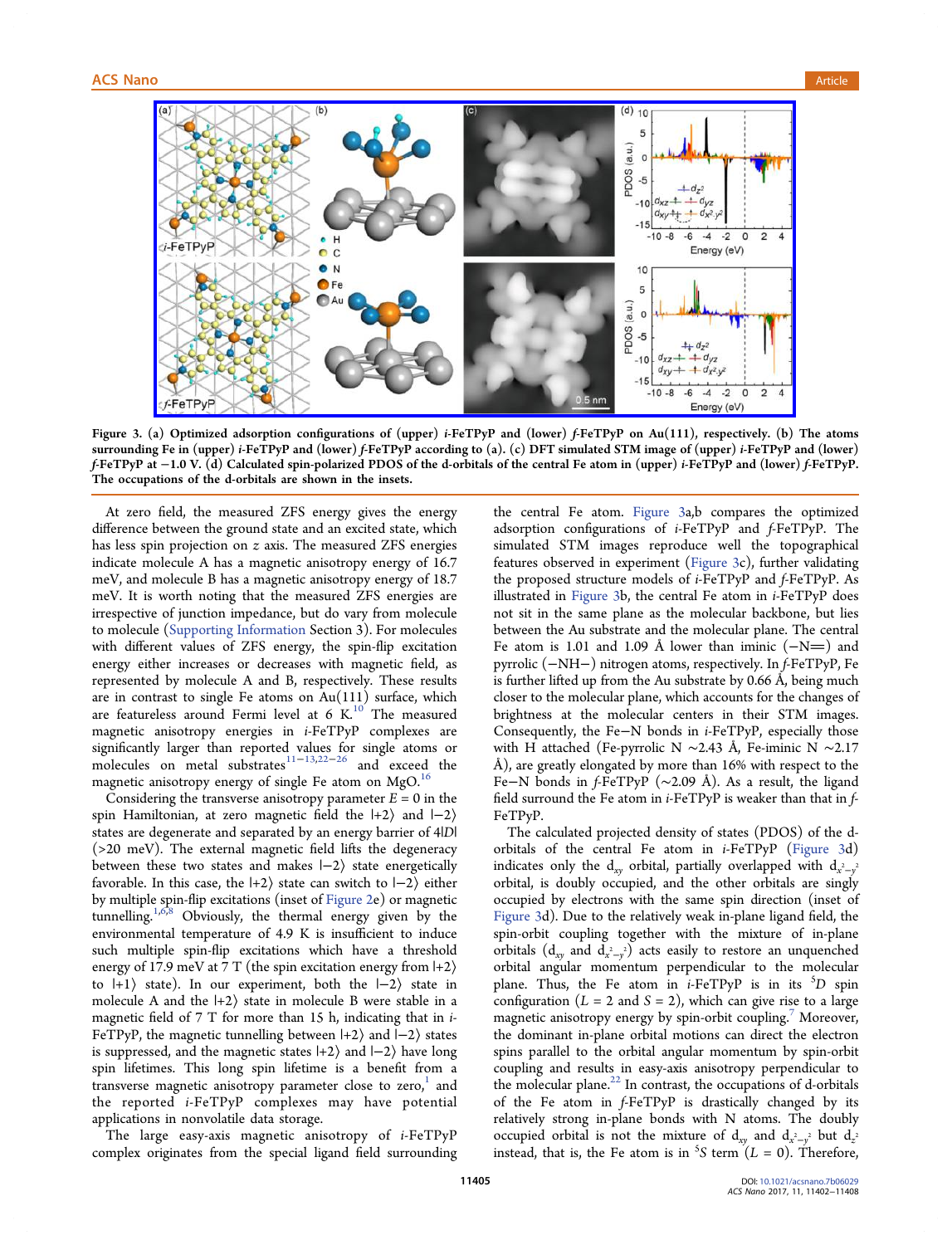Figure 3. (a) Optimized adsorption configurations of (upper) *i*-FeTPyP and (lower) *f*-FeTPyP on Au(111), respectively. (b) The atoms surrounding Fe in (upper) *i*-FeTPyP and (lower) *f*-FeTPyP according to (a). (c) DFT simulated STM image of (upper) *i*-FeTPyP and (lower) *f*-FeTPyP at −1.0 V. (d) Calculated spin-polarized PDOS of the d-orbitals of the central Fe atom in (upper) *i*-FeTPyP and (lower) *f*-FeTPyP. The occupations of the d-orbitals are shown in the insets.

At zero field, the measured ZFS energy gives the energy difference between the ground state and an excited state, which has less spin projection on *z* axis. The measured ZFS energies indicate molecule A has a magnetic anisotropy energy of 16.7 meV, and molecule B has a magnetic anisotropy energy of 18.7 meV. It is worth noting that the measured ZFS energies are irrespective of junction impedance, but do vary from molecule to molecule (Supporting Information Section 3). For molecules with different values of ZFS energy, the spin-flip excitation energy either increases or decreases with magnetic field, as represented by molecule A and B, respectively. These results are in contrast to single Fe atoms on Au(111) surface, which are featureless around Fermi level at 6 K.[10] The measured magnetic anisotropy energies in *i*-FeTPyP complexes are significantly larger than reported values for single atoms or molecules on metal substrates[11−13,22−26] and exceed the magnetic anisotropy energy of single Fe atom on MgO.[16]

Considering the transverse anisotropy parameter $E = 0$ in the spin Hamiltonian, at zero magnetic field the $|+2\rangle$ and $|-2\rangle$ states are degenerate and separated by an energy barrier of $4|D|$ (>20 meV). The external magnetic field lifts the degeneracy between these two states and makes $|-2\rangle$ state energetically favorable. In this case, the $|+2\rangle$ state can switch to $|-2\rangle$ either by multiple spin-flip excitations (inset of Figure 2e) or magnetic tunnelling.[1,6,8] Obviously, the thermal energy given by the environmental temperature of 4.9 K is insufficient to induce such multiple spin-flip excitations which have a threshold energy of 17.9 meV at 7 T (the spin excitation energy from $|+2\rangle$ to $|+1\rangle$ state). In our experiment, both the $|-2\rangle$ state in molecule A and the $|+2\rangle$ state in molecule B were stable in a magnetic field of 7 T for more than 15 h, indicating that in *i*-FeTPyP, the magnetic tunnelling between $|+2\rangle$ and $|-2\rangle$ states is suppressed, and the magnetic states $|+2\rangle$ and $|-2\rangle$ have long spin lifetimes. This long spin lifetime is a benefit from a transverse magnetic anisotropy parameter close to zero,[1] and the reported *i*-FeTPyP complexes may have potential applications in nonvolatile data storage.

The large easy-axis magnetic anisotropy of *i*-FeTPyP complex originates from the special ligand field surrounding the central Fe atom. Figure 3a,b compares the optimized adsorption configurations of *i*-FeTPyP and *f*-FeTPyP. The simulated STM images reproduce well the topographical features observed in experiment (Figure 3c), further validating the proposed structure models of *i*-FeTPyP and *f*-FeTPyP. As illustrated in Figure 3b, the central Fe atom in *i*-FeTPyP does not sit in the same plane as the molecular backbone, but lies between the Au substrate and the molecular plane. The central Fe atom is 1.01 and 1.09 Å lower than iminic (−N═) and pyrrolic (−NH−) nitrogen atoms, respectively. In *f*-FeTPyP, Fe is further lifted up from the Au substrate by 0.66 Å, being much closer to the molecular plane, which accounts for the changes of brightness at the molecular centers in their STM images. Consequently, the Fe−N bonds in *i*-FeTPyP, especially those with H attached (Fe-pyrrolic N ∼2.43 Å, Fe-iminic N ∼2.17 Å), are greatly elongated by more than 16% with respect to the Fe−N bonds in *f*-FeTPyP (∼2.09 Å). As a result, the ligand field surround the Fe atom in *i*-FeTPyP is weaker than that in *f*-FeTPyP.

The calculated projected density of states (PDOS) of the d-orbitals of the central Fe atom in *i*-FeTPyP (Figure 3d) indicates only the $d_{xy}$ orbital, partially overlapped with $d_{x^2-y^2}$ orbital, is doubly occupied, and the other orbitals are singly occupied by electrons with the same spin direction (inset of Figure 3d). Due to the relatively weak in-plane ligand field, the spin-orbit coupling together with the mixture of in-plane orbitals ($d_{xy}$ and $d_{x^2-y^2}$) acts easily to restore an unquenched orbital angular momentum perpendicular to the molecular plane. Thus, the Fe atom in *i*-FeTPyP is in its $^5D$ spin configuration ($L = 2$ and $S = 2$), which can give rise to a large magnetic anisotropy energy by spin-orbit coupling.[7] Moreover, the dominant in-plane orbital motions can direct the electron spins parallel to the orbital angular momentum by spin-orbit coupling and results in easy-axis anisotropy perpendicular to the molecular plane.[22] In contrast, the occupations of d-orbitals of the Fe atom in *f*-FeTPyP is drastically changed by its relatively strong in-plane bonds with N atoms. The doubly occupied orbital is not the mixture of $d_{xy}$ and $d_{x^2-y^2}$ but $d_{z^2}$ instead, that is, the Fe atom is in $^5S$ term ($L = 0$). Therefore,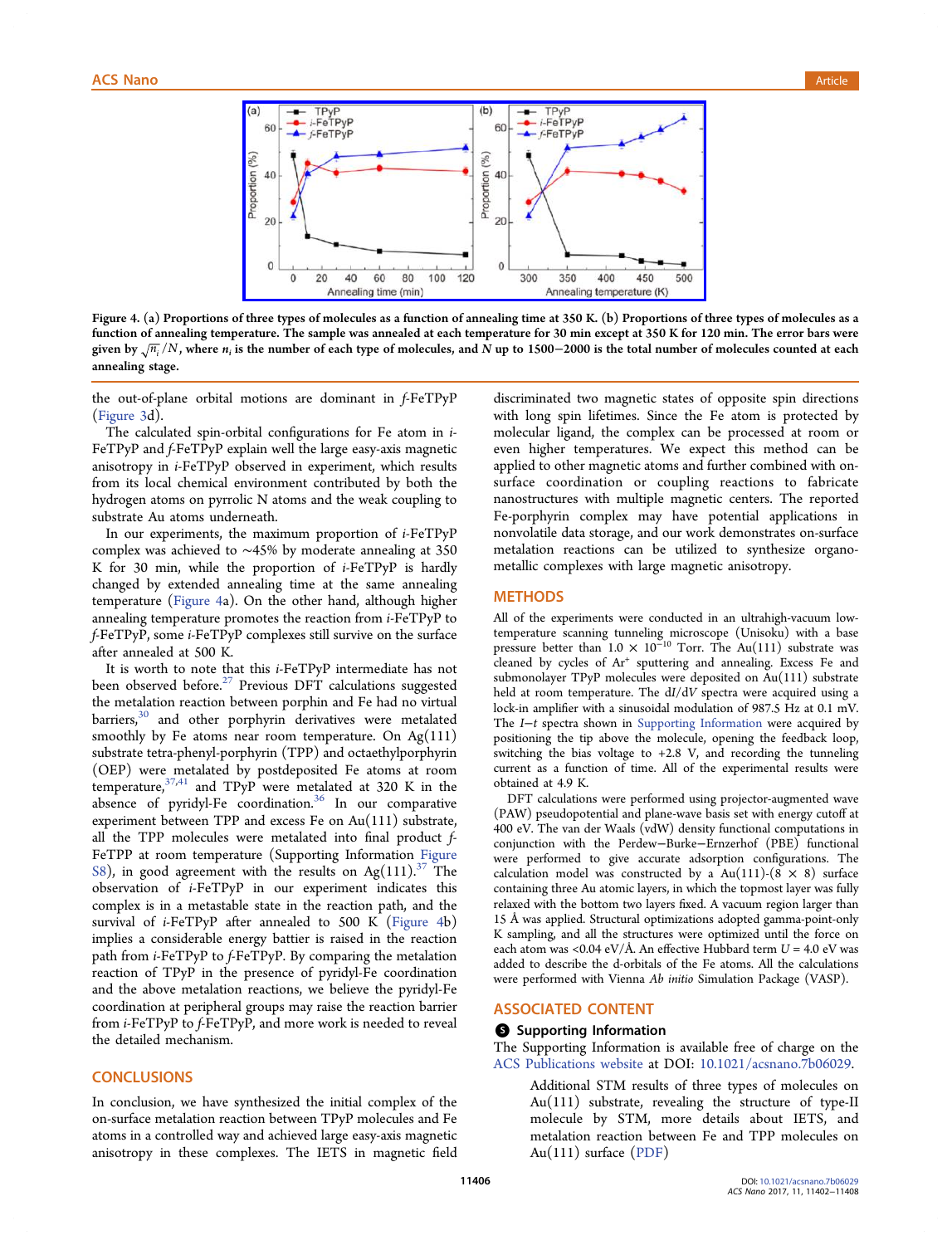Figure 4. (a) Proportions of three types of molecules as a function of annealing time at 350 K. (b) Proportions of three types of molecules as a function of annealing temperature. The sample was annealed at each temperature for 30 min except at 350 K for 120 min. The error bars were given by $\sqrt{n_i}/N$, where $n_i$ is the number of each type of molecules, and $N$ up to 1500−2000 is the total number of molecules counted at each annealing stage.

the out-of-plane orbital motions are dominant in *f*-FeTPyP (Figure 3d).

The calculated spin-orbital configurations for Fe atom in *i*-FeTPyP and *f*-FeTPyP explain well the large easy-axis magnetic anisotropy in *i*-FeTPyP observed in experiment, which results from its local chemical environment contributed by both the hydrogen atoms on pyrrolic N atoms and the weak coupling to substrate Au atoms underneath.

In our experiments, the maximum proportion of *i*-FeTPyP complex was achieved to ~45% by moderate annealing at 350 K for 30 min, while the proportion of *i*-FeTPyP is hardly changed by extended annealing time at the same annealing temperature (Figure 4a). On the other hand, although higher annealing temperature promotes the reaction from *i*-FeTPyP to *f*-FeTPyP, some *i*-FeTPyP complexes still survive on the surface after annealed at 500 K.

It is worth to note that this *i*-FeTPyP intermediate has not been observed before.[27] Previous DFT calculations suggested the metalation reaction between porphin and Fe had no virtual barriers,[30] and other porphyrin derivatives were metalated smoothly by Fe atoms near room temperature. On Ag(111) substrate tetra-phenyl-porphyrin (TPP) and octaethylporphyrin (OEP) were metalated by postdeposited Fe atoms at room temperature,[37,41] and TPyP were metalated at 320 K in the absence of pyridyl-Fe coordination.[36] In our comparative experiment between TPP and excess Fe on Au(111) substrate, all the TPP molecules were metalated into final product *f*-FeTPP at room temperature (Supporting Information Figure S8), in good agreement with the results on Ag(111).[37] The observation of *i*-FeTPyP in our experiment indicates this complex is in a metastable state in the reaction path, and the survival of *i*-FeTPyP after annealed to 500 K (Figure 4b) implies a considerable energy battier is raised in the reaction path from *i*-FeTPyP to *f*-FeTPyP. By comparing the metalation reaction of TPyP in the presence of pyridyl-Fe coordination and the above metalation reactions, we believe the pyridyl-Fe coordination at peripheral groups may raise the reaction barrier from *i*-FeTPyP to *f*-FeTPyP, and more work is needed to reveal the detailed mechanism.

## CONCLUSIONS

In conclusion, we have synthesized the initial complex of the on-surface metalation reaction between TPyP molecules and Fe atoms in a controlled way and achieved large easy-axis magnetic anisotropy in these complexes. The IETS in magnetic field discriminated two magnetic states of opposite spin directions with long spin lifetimes. Since the Fe atom is protected by molecular ligand, the complex can be processed at room or even higher temperatures. We expect this method can be applied to other magnetic atoms and further combined with on-surface coordination or coupling reactions to fabricate nanostructures with multiple magnetic centers. The reported Fe-porphyrin complex may have potential applications in nonvolatile data storage, and our work demonstrates on-surface metalation reactions can be utilized to synthesize organometallic complexes with large magnetic anisotropy.

## METHODS

All of the experiments were conducted in an ultrahigh-vacuum low-temperature scanning tunneling microscope (Unisoku) with a base pressure better than $1.0 \times 10^{-10}$ Torr. The Au(111) substrate was cleaned by cycles of $Ar^+$ sputtering and annealing. Excess Fe and submonolayer TPyP molecules were deposited on Au(111) substrate held at room temperature. The d$I$/d$V$ spectra were acquired using a lock-in amplifier with a sinusoidal modulation of 987.5 Hz at 0.1 mV. The $I-t$ spectra shown in Supporting Information were acquired by positioning the tip above the molecule, opening the feedback loop, switching the bias voltage to +2.8 V, and recording the tunneling current as a function of time. All of the experimental results were obtained at 4.9 K.

DFT calculations were performed using projector-augmented wave (PAW) pseudopotential and plane-wave basis set with energy cutoff at 400 eV. The van der Waals (vdW) density functional computations in conjunction with the Perdew−Burke−Ernzerhof (PBE) functional were performed to give accurate adsorption configurations. The calculation model was constructed by a Au(111)-(8 × 8) surface containing three Au atomic layers, in which the topmost layer was fully relaxed with the bottom two layers fixed. A vacuum region larger than 15 Å was applied. Structural optimizations adopted gamma-point-only K sampling, and all the structures were optimized until the force on each atom was <0.04 eV/Å. An effective Hubbard term $U$ = 4.0 eV was added to describe the d-orbitals of the Fe atoms. All the calculations were performed with Vienna *Ab initio* Simulation Package (VASP).

## ASSOCIATED CONTENT

### Supporting Information

The Supporting Information is available free of charge on the ACS Publications website at DOI: 10.1021/acsnano.7b06029.

Additional STM results of three types of molecules on Au(111) substrate, revealing the structure of type-II molecule by STM, more details about IETS, and metalation reaction between Fe and TPP molecules on Au(111) surface (PDF)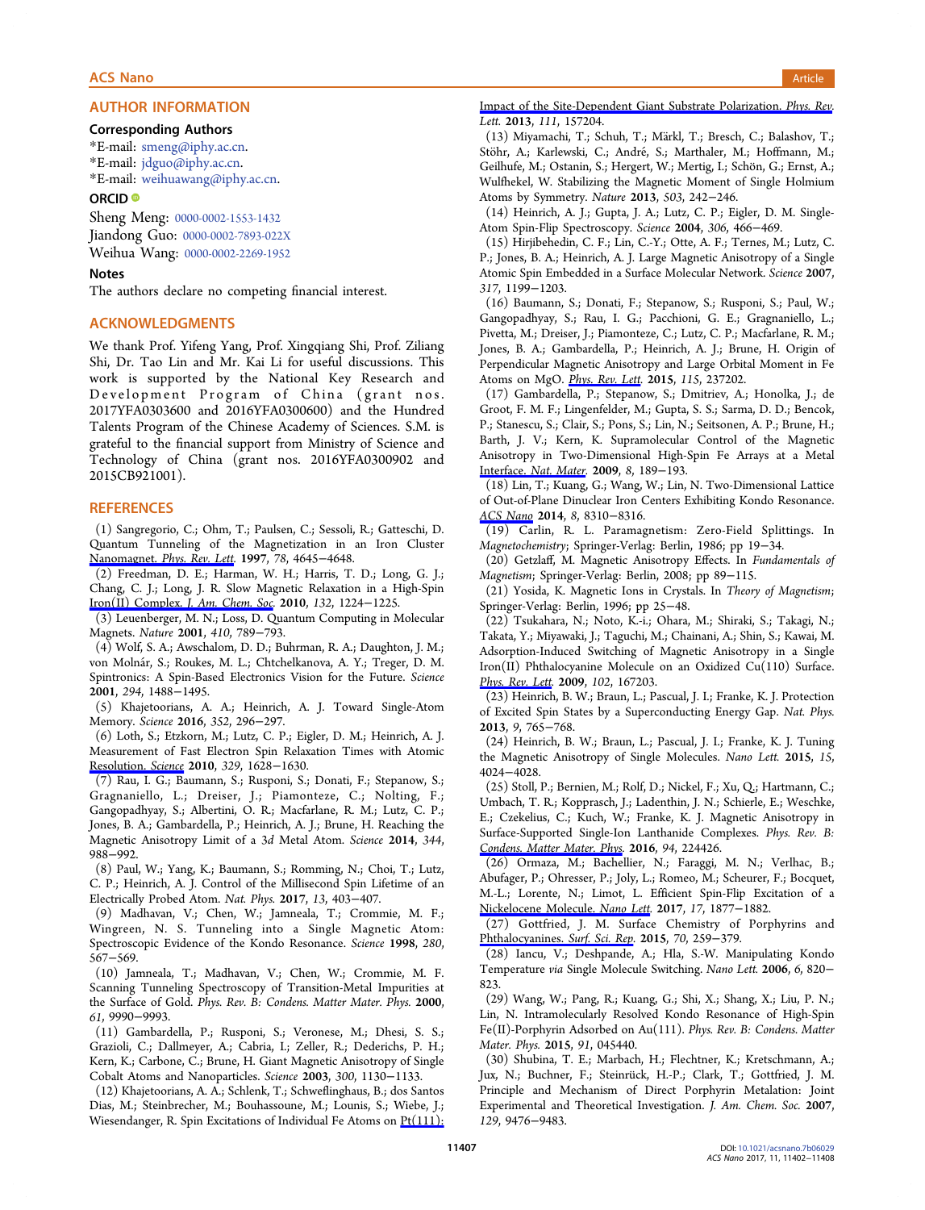## AUTHOR INFORMATION

### Corresponding Authors

*E-mail: smeng@iphy.ac.cn.

*E-mail: jdguo@iphy.ac.cn.

*E-mail: weihuawang@iphy.ac.cn.

### ORCID

Sheng Meng: 0000-0002-1553-1432

Jiandong Guo: 0000-0002-7893-022X

Weihua Wang: 0000-0002-2269-1952

### Notes

The authors declare no competing financial interest.

## ACKNOWLEDGMENTS

We thank Prof. Yifeng Yang, Prof. Xingqiang Shi, Prof. Ziliang Shi, Dr. Tao Lin and Mr. Kai Li for useful discussions. This work is supported by the National Key Research and Development Program of China (grant nos. 2017YFA0303600 and 2016YFA0300600) and the Hundred Talents Program of the Chinese Academy of Sciences. S.M. is grateful to the financial support from Ministry of Science and Technology of China (grant nos. 2016YFA0300902 and 2015CB921001).

## REFERENCES

(1) Sangregorio, C.; Ohm, T.; Paulsen, C.; Sessoli, R.; Gatteschi, D. Quantum Tunneling of the Magnetization in an Iron Cluster Nanomagnet. *Phys. Rev. Lett.* **1997**, *78*, 4645−4648.

(2) Freedman, D. E.; Harman, W. H.; Harris, T. D.; Long, G. J.; Chang, C. J.; Long, J. R. Slow Magnetic Relaxation in a High-Spin Iron(II) Complex. *J. Am. Chem. Soc.* **2010**, *132*, 1224−1225.

(3) Leuenberger, M. N.; Loss, D. Quantum Computing in Molecular Magnets. *Nature* **2001**, *410*, 789−793.

(4) Wolf, S. A.; Awschalom, D. D.; Buhrman, R. A.; Daughton, J. M.; von Molnár, S.; Roukes, M. L.; Chtchelkanova, A. Y.; Treger, D. M. Spintronics: A Spin-Based Electronics Vision for the Future. *Science* **2001**, *294*, 1488−1495.

(5) Khajetoorians, A. A.; Heinrich, A. J. Toward Single-Atom Memory. *Science* **2016**, *352*, 296−297.

(6) Loth, S.; Etzkorn, M.; Lutz, C. P.; Eigler, D. M.; Heinrich, A. J. Measurement of Fast Electron Spin Relaxation Times with Atomic Resolution. *Science* **2010**, *329*, 1628−1630.

(7) Rau, I. G.; Baumann, S.; Rusponi, S.; Donati, F.; Stepanow, S.; Gragnaniello, L.; Dreiser, J.; Piamonteze, C.; Nolting, F.; Gangopadhyay, S.; Albertini, O. R.; Macfarlane, R. M.; Lutz, C. P.; Jones, B. A.; Gambardella, P.; Heinrich, A. J.; Brune, H. Reaching the Magnetic Anisotropy Limit of a 3d Metal Atom. *Science* **2014**, *344*, 988−992.

(8) Paul, W.; Yang, K.; Baumann, S.; Romming, N.; Choi, T.; Lutz, C. P.; Heinrich, A. J. Control of the Millisecond Spin Lifetime of an Electrically Probed Atom. *Nat. Phys.* **2017**, *13*, 403−407.

(9) Madhavan, V.; Chen, W.; Jamneala, T.; Crommie, M. F.; Wingreen, N. S. Tunneling into a Single Magnetic Atom: Spectroscopic Evidence of the Kondo Resonance. *Science* **1998**, *280*, 567−569.

(10) Jamneala, T.; Madhavan, V.; Chen, W.; Crommie, M. F. Scanning Tunneling Spectroscopy of Transition-Metal Impurities at the Surface of Gold. *Phys. Rev. B: Condens. Matter Mater. Phys.* **2000**, *61*, 9990−9993.

(11) Gambardella, P.; Rusponi, S.; Veronese, M.; Dhesi, S. S.; Grazioli, C.; Dallmeyer, A.; Cabria, I.; Zeller, R.; Dederichs, P. H.; Kern, K.; Carbone, C.; Brune, H. Giant Magnetic Anisotropy of Single Cobalt Atoms and Nanoparticles. *Science* **2003**, *300*, 1130−1133.

(12) Khajetoorians, A. A.; Schlenk, T.; Schweflinghaus, B.; dos Santos Dias, M.; Steinbrecher, M.; Bouhassoune, M.; Lounis, S.; Wiebe, J.; Wiesendanger, R. Spin Excitations of Individual Fe Atoms on Pt(111): Impact of the Site-Dependent Giant Substrate Polarization. *Phys. Rev. Lett.* **2013**, *111*, 157204.

(13) Miyamachi, T.; Schuh, T.; Märkl, T.; Bresch, C.; Balashov, T.; Stöhr, A.; Karlewski, C.; André, S.; Marthaler, M.; Hoffmann, M.; Geilhufe, M.; Ostanin, S.; Hergert, W.; Mertig, I.; Schön, G.; Ernst, A.; Wulfhekel, W. Stabilizing the Magnetic Moment of Single Holmium Atoms by Symmetry. *Nature* **2013**, *503*, 242−246.

(14) Heinrich, A. J.; Gupta, J. A.; Lutz, C. P.; Eigler, D. M. Single-Atom Spin-Flip Spectroscopy. *Science* **2004**, *306*, 466−469.

(15) Hirjibehedin, C. F.; Lin, C.-Y.; Otte, A. F.; Ternes, M.; Lutz, C. P.; Jones, B. A.; Heinrich, A. J. Large Magnetic Anisotropy of a Single Atomic Spin Embedded in a Surface Molecular Network. *Science* **2007**, *317*, 1199−1203.

(16) Baumann, S.; Donati, F.; Stepanow, S.; Rusponi, S.; Paul, W.; Gangopadhyay, S.; Rau, I. G.; Pacchioni, G. E.; Gragnaniello, L.; Pivetta, M.; Dreiser, J.; Piamonteze, C.; Lutz, C. P.; Macfarlane, R. M.; Jones, B. A.; Gambardella, P.; Heinrich, A. J.; Brune, H. Origin of Perpendicular Magnetic Anisotropy and Large Orbital Moment in Fe Atoms on MgO. *Phys. Rev. Lett.* **2015**, *115*, 237202.

(17) Gambardella, P.; Stepanow, S.; Dmitriev, A.; Honolka, J.; de Groot, F. M. F.; Lingenfelder, M.; Gupta, S. S.; Sarma, D. D.; Bencok, P.; Stanescu, S.; Clair, S.; Pons, S.; Lin, N.; Seitsonen, A. P.; Brune, H.; Barth, J. V.; Kern, K. Supramolecular Control of the Magnetic Anisotropy in Two-Dimensional High-Spin Fe Arrays at a Metal Interface. *Nat. Mater.* **2009**, *8*, 189−193.

(18) Lin, T.; Kuang, G.; Wang, W.; Lin, N. Two-Dimensional Lattice of Out-of-Plane Dinuclear Iron Centers Exhibiting Kondo Resonance. *ACS Nano* **2014**, *8*, 8310−8316.

(19) Carlin, R. L. Paramagnetism: Zero-Field Splittings. In *Magnetochemistry*; Springer-Verlag: Berlin, 1986; pp 19−34.

(20) Getzlaff, M. Magnetic Anisotropy Effects. In *Fundamentals of Magnetism*; Springer-Verlag: Berlin, 2008; pp 89−115.

(21) Yosida, K. Magnetic Ions in Crystals. In *Theory of Magnetism*; Springer-Verlag: Berlin, 1996; pp 25−48.

(22) Tsukahara, N.; Noto, K.-i.; Ohara, M.; Shiraki, S.; Takagi, N.; Takata, Y.; Miyawaki, J.; Taguchi, M.; Chainani, A.; Shin, S.; Kawai, M. Adsorption-Induced Switching of Magnetic Anisotropy in a Single Iron(II) Phthalocyanine Molecule on an Oxidized Cu(110) Surface. *Phys. Rev. Lett.* **2009**, *102*, 167203.

(23) Heinrich, B. W.; Braun, L.; Pascual, J. I.; Franke, K. J. Protection of Excited Spin States by a Superconducting Energy Gap. *Nat. Phys.* **2013**, *9*, 765−768.

(24) Heinrich, B. W.; Braun, L.; Pascual, J. I.; Franke, K. J. Tuning the Magnetic Anisotropy of Single Molecules. *Nano Lett.* **2015**, *15*, 4024−4028.

(25) Stoll, P.; Bernien, M.; Rolf, D.; Nickel, F.; Xu, Q.; Hartmann, C.; Umbach, T. R.; Kopprasch, J.; Ladenthin, J. N.; Schierle, E.; Weschke, E.; Czekelius, C.; Kuch, W.; Franke, K. J. Magnetic Anisotropy in Surface-Supported Single-Ion Lanthanide Complexes. *Phys. Rev. B: Condens. Matter Mater. Phys.* **2016**, *94*, 224426.

(26) Ormaza, M.; Bachellier, N.; Faraggi, M. N.; Verlhac, B.; Abufager, P.; Ohresser, P.; Joly, L.; Romeo, M.; Scheurer, F.; Bocquet, M.-L.; Lorente, N.; Limot, L. Efficient Spin-Flip Excitation of a Nickelocene Molecule. *Nano Lett.* **2017**, *17*, 1877−1882.

(27) Gottfried, J. M. Surface Chemistry of Porphyrins and Phthalocyanines. *Surf. Sci. Rep.* **2015**, *70*, 259−379.

(28) Iancu, V.; Deshpande, A.; Hla, S.-W. Manipulating Kondo Temperature *via* Single Molecule Switching. *Nano Lett.* **2006**, *6*, 820−823.

(29) Wang, W.; Pang, R.; Kuang, G.; Shi, X.; Shang, X.; Liu, P. N.; Lin, N. Intramolecularly Resolved Kondo Resonance of High-Spin Fe(II)-Porphyrin Adsorbed on Au(111). *Phys. Rev. B: Condens. Matter Mater. Phys.* **2015**, *91*, 045440.

(30) Shubina, T. E.; Marbach, H.; Flechtner, K.; Kretschmann, A.; Jux, N.; Buchner, F.; Steinrück, H.-P.; Clark, T.; Gottfried, J. M. Principle and Mechanism of Direct Porphyrin Metalation: Joint Experimental and Theoretical Investigation. *J. Am. Chem. Soc.* **2007**, *129*, 9476−9483.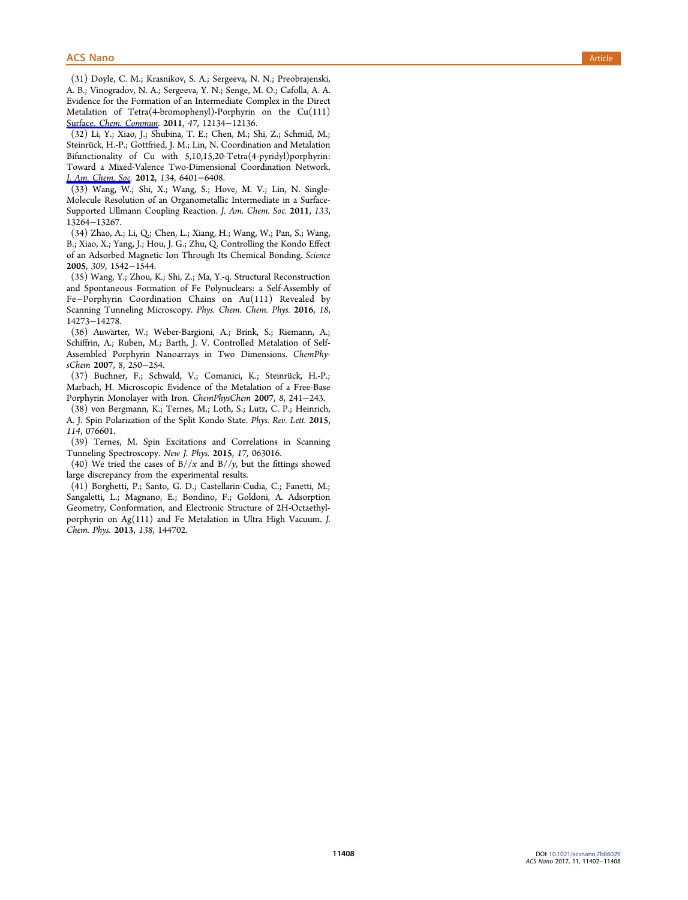(31) Doyle, C. M.; Krasnikov, S. A.; Sergeeva, N. N.; Preobrajenski, A. B.; Vinogradov, N. A.; Sergeeva, Y. N.; Senge, M. O.; Cafolla, A. A. Evidence for the Formation of an Intermediate Complex in the Direct Metalation of Tetra(4-bromophenyl)-Porphyrin on the Cu(111) Surface. *Chem. Commun.* **2011**, *47*, 12134−12136.

(32) Li, Y.; Xiao, J.; Shubina, T. E.; Chen, M.; Shi, Z.; Schmid, M.; Steinrück, H.-P.; Gottfried, J. M.; Lin, N. Coordination and Metalation Bifunctionality of Cu with 5,10,15,20-Tetra(4-pyridyl)porphyrin: Toward a Mixed-Valence Two-Dimensional Coordination Network. *J. Am. Chem. Soc.* **2012**, *134*, 6401−6408.

(33) Wang, W.; Shi, X.; Wang, S.; Hove, M. V.; Lin, N. Single-Molecule Resolution of an Organometallic Intermediate in a Surface-Supported Ullmann Coupling Reaction. *J. Am. Chem. Soc.* **2011**, *133*, 13264−13267.

(34) Zhao, A.; Li, Q.; Chen, L.; Xiang, H.; Wang, W.; Pan, S.; Wang, B.; Xiao, X.; Yang, J.; Hou, J. G.; Zhu, Q. Controlling the Kondo Effect of an Adsorbed Magnetic Ion Through Its Chemical Bonding. *Science* **2005**, *309*, 1542−1544.

(35) Wang, Y.; Zhou, K.; Shi, Z.; Ma, Y.-q. Structural Reconstruction and Spontaneous Formation of Fe Polynuclears: a Self-Assembly of Fe−Porphyrin Coordination Chains on Au(111) Revealed by Scanning Tunneling Microscopy. *Phys. Chem. Chem. Phys.* **2016**, *18*, 14273−14278.

(36) Auwärter, W.; Weber-Bargioni, A.; Brink, S.; Riemann, A.; Schiffrin, A.; Ruben, M.; Barth, J. V. Controlled Metalation of Self-Assembled Porphyrin Nanoarrays in Two Dimensions. *ChemPhysChem* **2007**, *8*, 250−254.

(37) Buchner, F.; Schwald, V.; Comanici, K.; Steinrück, H.-P.; Marbach, H. Microscopic Evidence of the Metalation of a Free-Base Porphyrin Monolayer with Iron. *ChemPhysChem* **2007**, *8*, 241−243.

(38) von Bergmann, K.; Ternes, M.; Loth, S.; Lutz, C. P.; Heinrich, A. J. Spin Polarization of the Split Kondo State. *Phys. Rev. Lett.* **2015**, *114*, 076601.

(39) Ternes, M. Spin Excitations and Correlations in Scanning Tunneling Spectroscopy. *New J. Phys.* **2015**, *17*, 063016.

(40) We tried the cases of $B//x$ and $B//y$, but the fittings showed large discrepancy from the experimental results.

(41) Borghetti, P.; Santo, G. D.; Castellarin-Cudia, C.; Fanetti, M.; Sangaletti, L.; Magnano, E.; Bondino, F.; Goldoni, A. Adsorption Geometry, Conformation, and Electronic Structure of 2H-Octaethylporphyrin on Ag(111) and Fe Metalation in Ultra High Vacuum. *J. Chem. Phys.* **2013**, *138*, 144702.